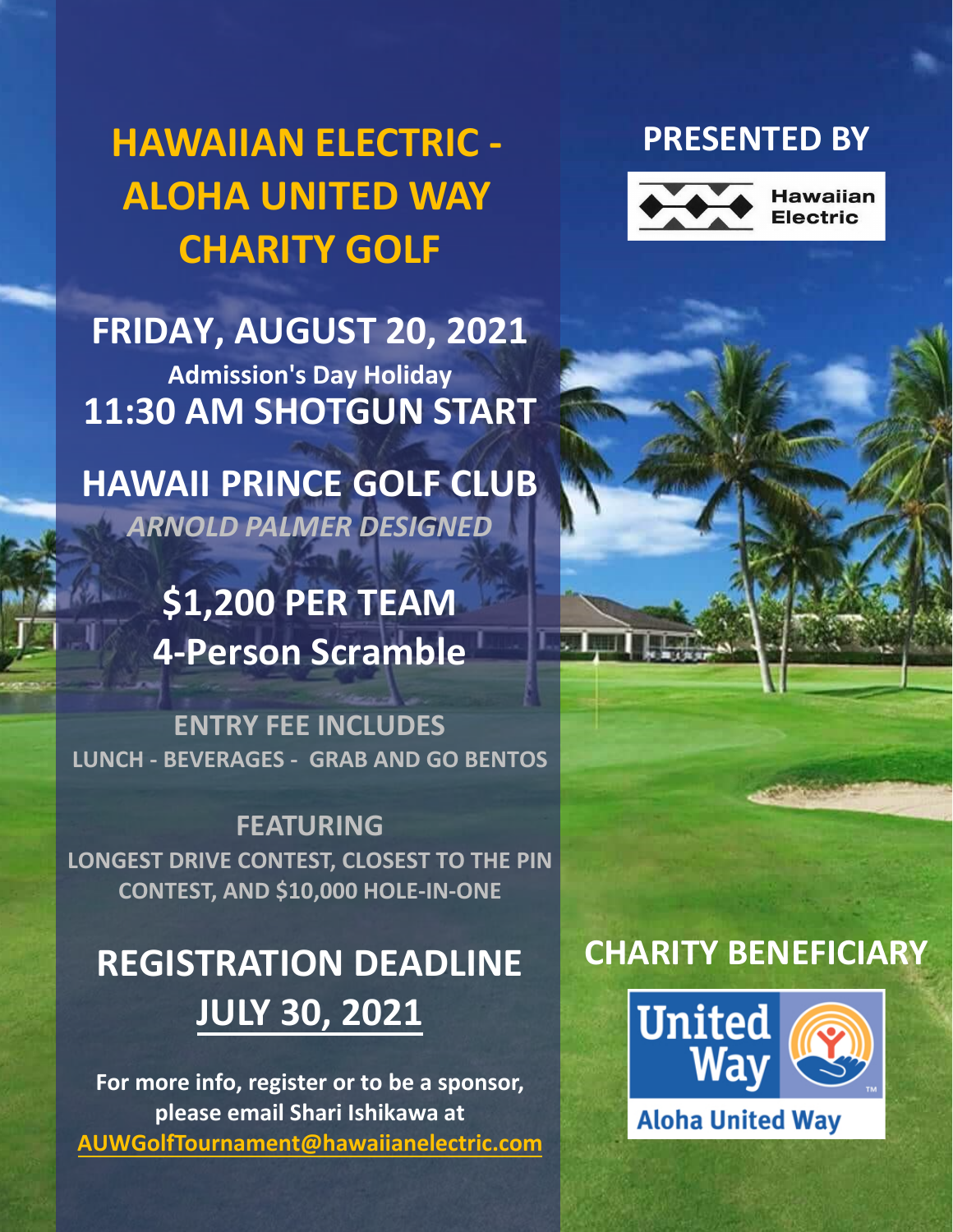# HAWAIIAN ELECTRIC - ALOHA UNITED WAY CHARITY GOLF

## FRIDAY, AUGUST 20, 2021

**Admission's Day Holiday**

## 11:30 AM SHOTGUN START

## HAWAII PRINCE GOLF CLUB

***ARNOLD PALMER DESIGNED***

## $1,200 PER TEAM

## 4-Person Scramble

**ENTRY FEE INCLUDES**

**LUNCH - BEVERAGES - GRAB AND GO BENTOS**

**FEATURING**

**LONGEST DRIVE CONTEST, CLOSEST TO THE PIN CONTEST, AND $10,000 HOLE-IN-ONE**

## REGISTRATION DEADLINE

## JULY 30, 2021

**For more info, register or to be a sponsor, please email Shari Ishikawa at AUWGolfTournament@hawaiianelectric.com**

## PRESENTED BY

Hawaiian Electric

## CHARITY BENEFICIARY

United Way

Aloha United Way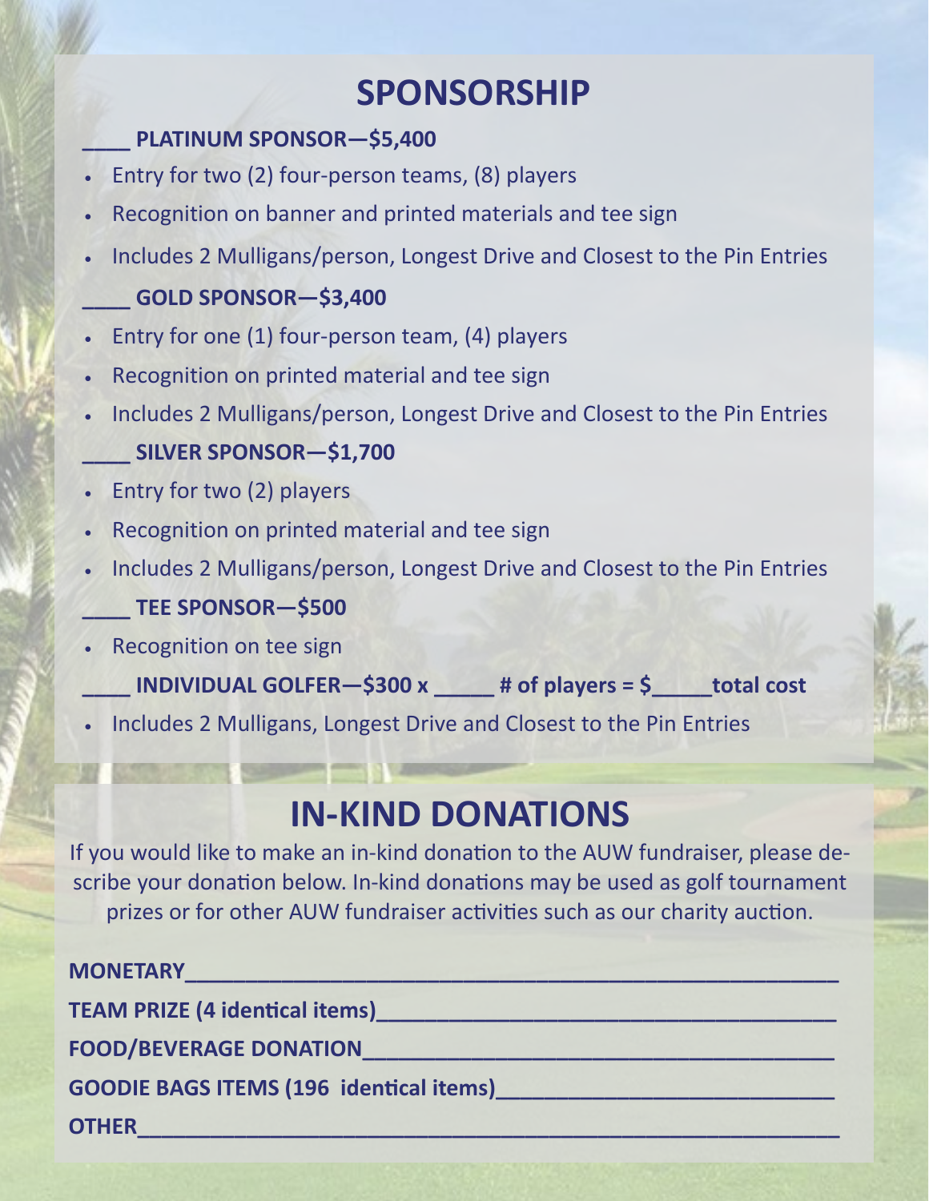# SPONSORSHIP

**____ PLATINUM SPONSOR—$5,400**

- Entry for two (2) four-person teams, (8) players
- Recognition on banner and printed materials and tee sign
- Includes 2 Mulligans/person, Longest Drive and Closest to the Pin Entries

**____ GOLD SPONSOR—$3,400**

- Entry for one (1) four-person team, (4) players
- Recognition on printed material and tee sign
- Includes 2 Mulligans/person, Longest Drive and Closest to the Pin Entries

**____ SILVER SPONSOR—$1,700**

- Entry for two (2) players
- Recognition on printed material and tee sign
- Includes 2 Mulligans/person, Longest Drive and Closest to the Pin Entries

**____ TEE SPONSOR—$500**

- Recognition on tee sign

**____ INDIVIDUAL GOLFER—$300 x _____ # of players = $_____total cost**

- Includes 2 Mulligans, Longest Drive and Closest to the Pin Entries

# IN-KIND DONATIONS

If you would like to make an in-kind donation to the AUW fundraiser, please describe your donation below. In-kind donations may be used as golf tournament prizes or for other AUW fundraiser activities such as our charity auction.

**MONETARY**________________________________________________________

**TEAM PRIZE (4 identical items)**______________________________________

**FOOD/BEVERAGE DONATION**_________________________________________

**GOODIE BAGS ITEMS (196 identical items)**____________________________

**OTHER**___________________________________________________________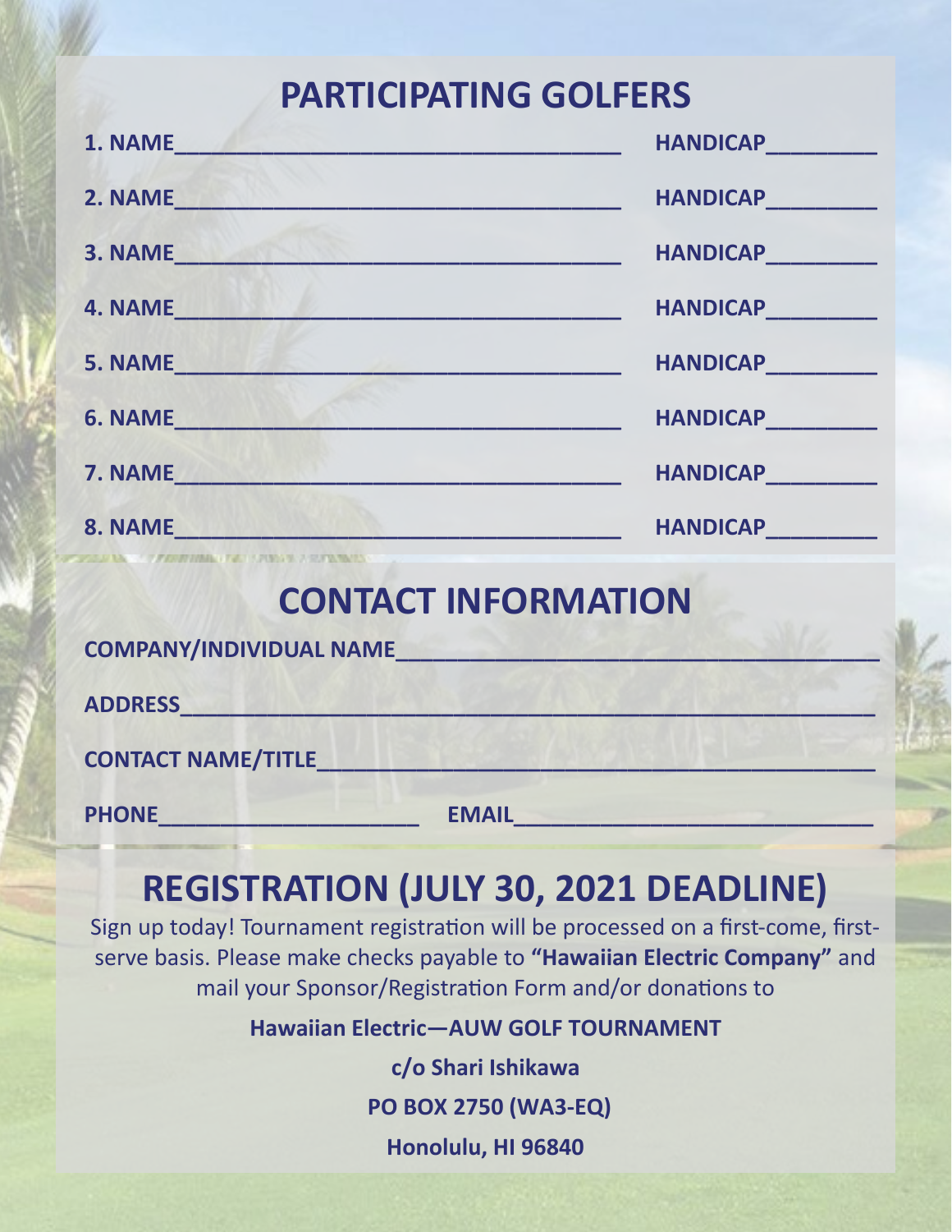## PARTICIPATING GOLFERS

**1. NAME**_________________________________ **HANDICAP**________

**2. NAME**_________________________________ **HANDICAP**________

**3. NAME**_________________________________ **HANDICAP**________

**4. NAME**_________________________________ **HANDICAP**________

**5. NAME**_________________________________ **HANDICAP**________

**6. NAME**_________________________________ **HANDICAP**________

**7. NAME**_________________________________ **HANDICAP**________

**8. NAME**_________________________________ **HANDICAP**________

## CONTACT INFORMATION

**COMPANY/INDIVIDUAL NAME**___________________________________

**ADDRESS**___________________________________________________

**CONTACT NAME/TITLE**__________________________________________

**PHONE**_____________________ **EMAIL**___________________________

## REGISTRATION (JULY 30, 2021 DEADLINE)

Sign up today! Tournament registration will be processed on a first-come, first-serve basis. Please make checks payable to **"Hawaiian Electric Company"** and mail your Sponsor/Registration Form and/or donations to

**Hawaiian Electric—AUW GOLF TOURNAMENT**

**c/o Shari Ishikawa**

**PO BOX 2750 (WA3-EQ)**

**Honolulu, HI 96840**